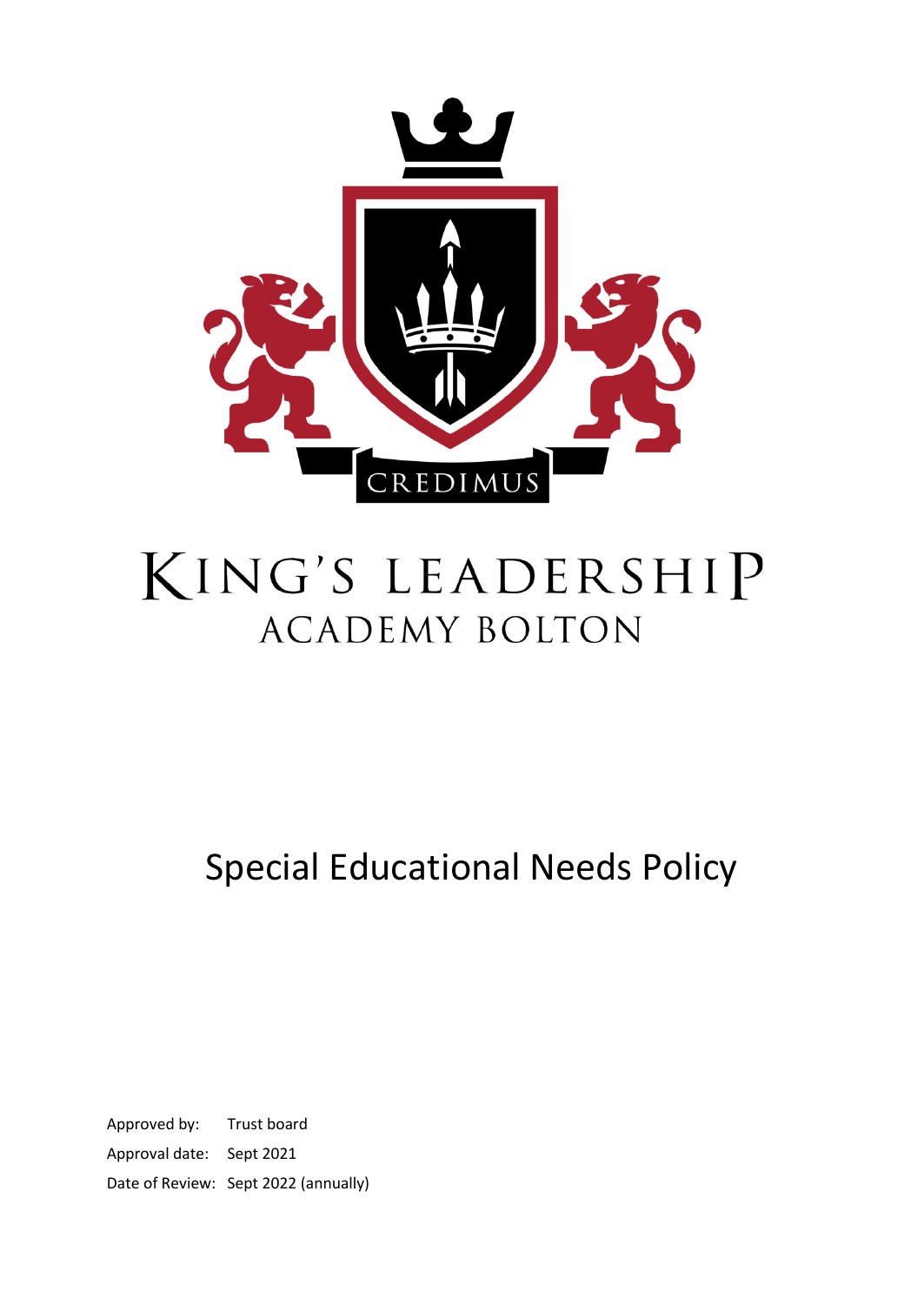CREDIMUS

# KING'S LEADERSHIP ACADEMY BOLTON

# Special Educational Needs Policy

Approved by: Trust board

Approval date: Sept 2021

Date of Review: Sept 2022 (annually)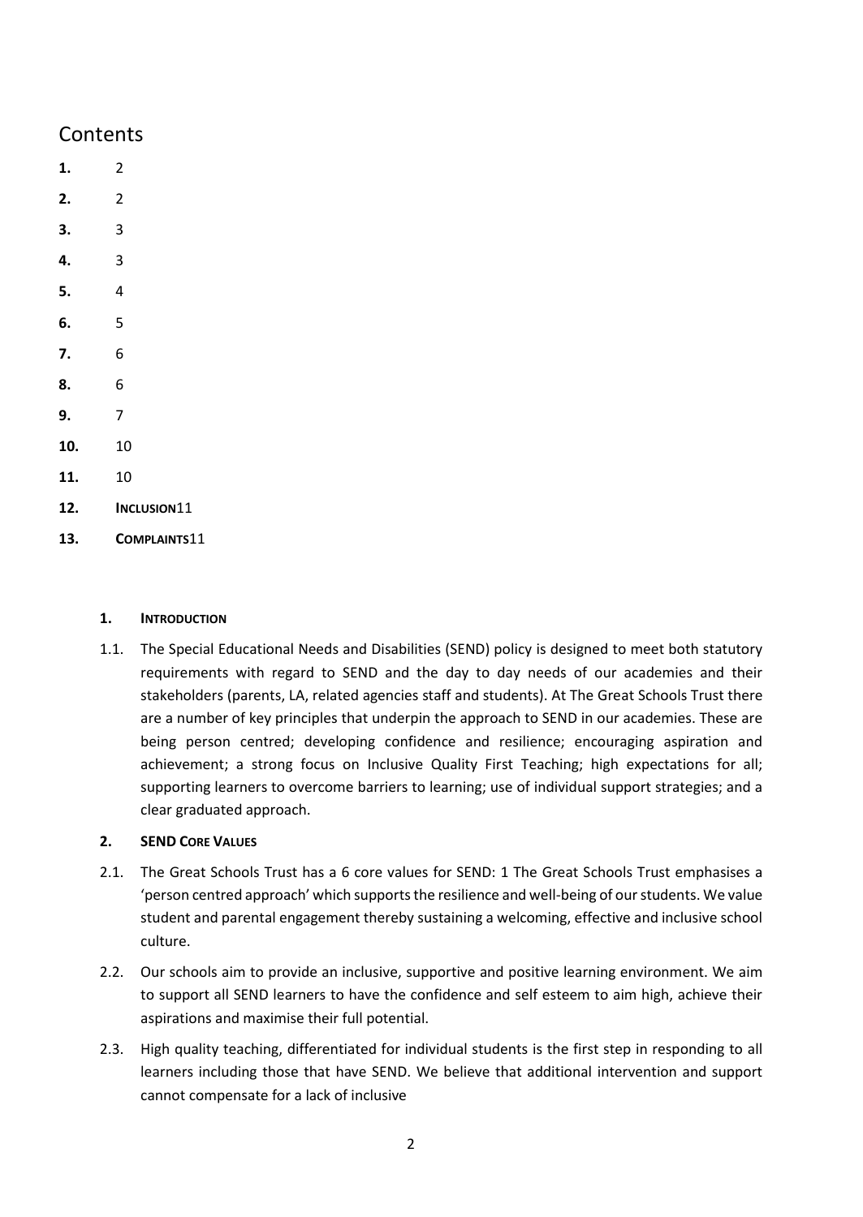# Contents

| | |
|---|---|
| **1.** | 2 |
| **2.** | 2 |
| **3.** | 3 |
| **4.** | 3 |
| **5.** | 4 |
| **6.** | 5 |
| **7.** | 6 |
| **8.** | 6 |
| **9.** | 7 |
| **10.** | 10 |
| **11.** | 10 |
| **12.** | **INCLUSION**11 |
| **13.** | **COMPLAINTS**11 |

## 1. INTRODUCTION

1.1. The Special Educational Needs and Disabilities (SEND) policy is designed to meet both statutory requirements with regard to SEND and the day to day needs of our academies and their stakeholders (parents, LA, related agencies staff and students). At The Great Schools Trust there are a number of key principles that underpin the approach to SEND in our academies. These are being person centred; developing confidence and resilience; encouraging aspiration and achievement; a strong focus on Inclusive Quality First Teaching; high expectations for all; supporting learners to overcome barriers to learning; use of individual support strategies; and a clear graduated approach.

## 2. SEND CORE VALUES

2.1. The Great Schools Trust has a 6 core values for SEND: 1 The Great Schools Trust emphasises a 'person centred approach' which supports the resilience and well-being of our students. We value student and parental engagement thereby sustaining a welcoming, effective and inclusive school culture.

2.2. Our schools aim to provide an inclusive, supportive and positive learning environment. We aim to support all SEND learners to have the confidence and self esteem to aim high, achieve their aspirations and maximise their full potential.

2.3. High quality teaching, differentiated for individual students is the first step in responding to all learners including those that have SEND. We believe that additional intervention and support cannot compensate for a lack of inclusive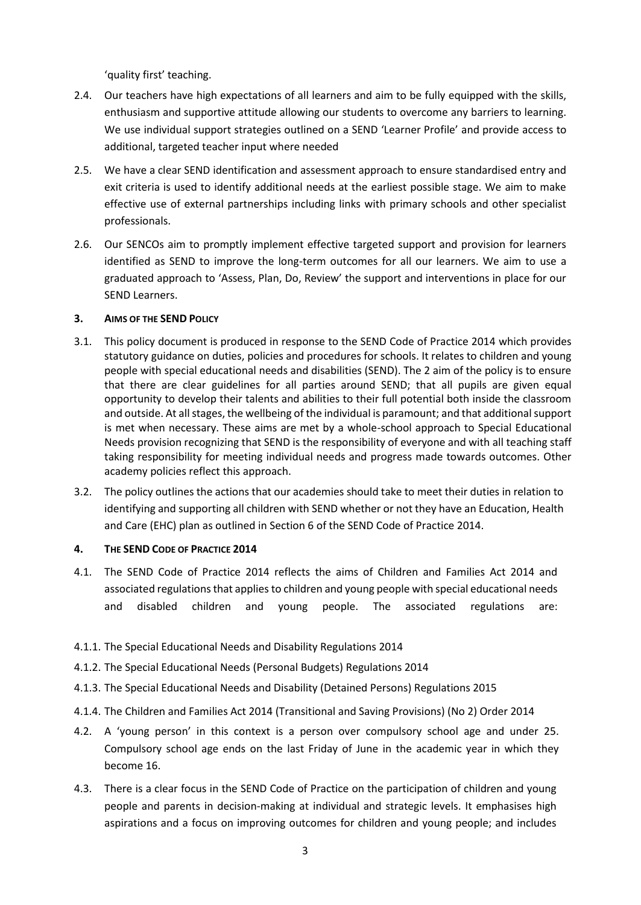'quality first' teaching.

2.4. Our teachers have high expectations of all learners and aim to be fully equipped with the skills, enthusiasm and supportive attitude allowing our students to overcome any barriers to learning. We use individual support strategies outlined on a SEND 'Learner Profile' and provide access to additional, targeted teacher input where needed

2.5. We have a clear SEND identification and assessment approach to ensure standardised entry and exit criteria is used to identify additional needs at the earliest possible stage. We aim to make effective use of external partnerships including links with primary schools and other specialist professionals.

2.6. Our SENCOs aim to promptly implement effective targeted support and provision for learners identified as SEND to improve the long-term outcomes for all our learners. We aim to use a graduated approach to 'Assess, Plan, Do, Review' the support and interventions in place for our SEND Learners.

## 3. AIMS OF THE SEND POLICY

3.1. This policy document is produced in response to the SEND Code of Practice 2014 which provides statutory guidance on duties, policies and procedures for schools. It relates to children and young people with special educational needs and disabilities (SEND). The 2 aim of the policy is to ensure that there are clear guidelines for all parties around SEND; that all pupils are given equal opportunity to develop their talents and abilities to their full potential both inside the classroom and outside. At all stages, the wellbeing of the individual is paramount; and that additional support is met when necessary. These aims are met by a whole-school approach to Special Educational Needs provision recognizing that SEND is the responsibility of everyone and with all teaching staff taking responsibility for meeting individual needs and progress made towards outcomes. Other academy policies reflect this approach.

3.2. The policy outlines the actions that our academies should take to meet their duties in relation to identifying and supporting all children with SEND whether or not they have an Education, Health and Care (EHC) plan as outlined in Section 6 of the SEND Code of Practice 2014.

## 4. THE SEND CODE OF PRACTICE 2014

4.1. The SEND Code of Practice 2014 reflects the aims of Children and Families Act 2014 and associated regulations that applies to children and young people with special educational needs and disabled children and young people. The associated regulations are:

4.1.1. The Special Educational Needs and Disability Regulations 2014

4.1.2. The Special Educational Needs (Personal Budgets) Regulations 2014

4.1.3. The Special Educational Needs and Disability (Detained Persons) Regulations 2015

4.1.4. The Children and Families Act 2014 (Transitional and Saving Provisions) (No 2) Order 2014

4.2. A 'young person' in this context is a person over compulsory school age and under 25. Compulsory school age ends on the last Friday of June in the academic year in which they become 16.

4.3. There is a clear focus in the SEND Code of Practice on the participation of children and young people and parents in decision-making at individual and strategic levels. It emphasises high aspirations and a focus on improving outcomes for children and young people; and includes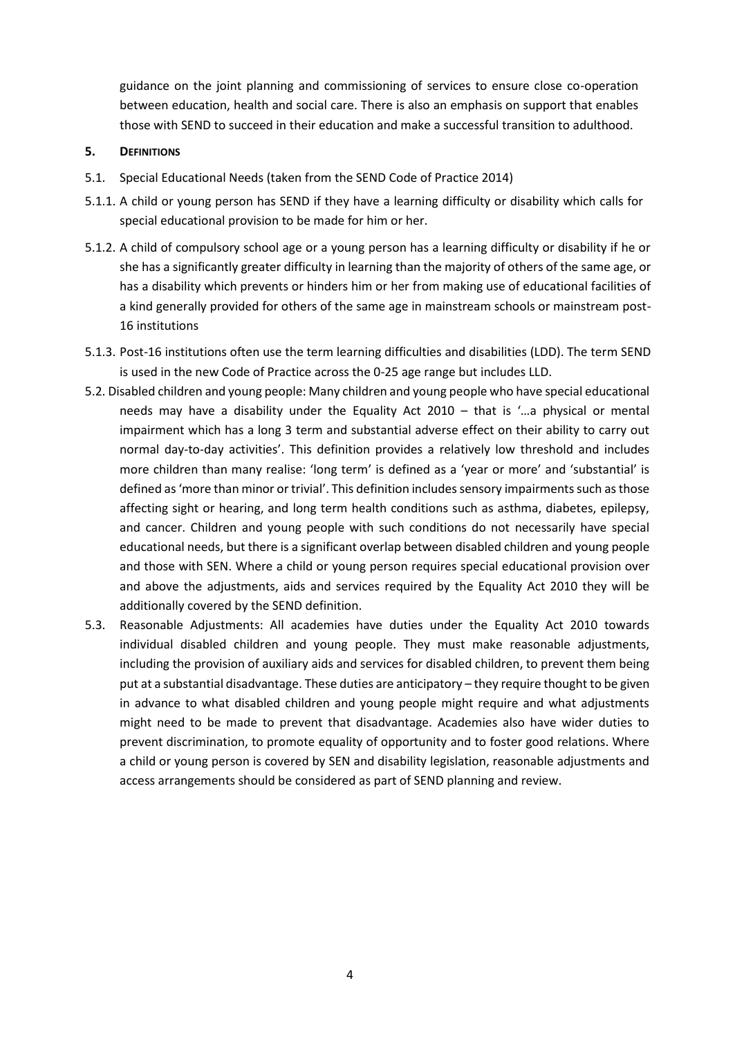guidance on the joint planning and commissioning of services to ensure close co-operation between education, health and social care. There is also an emphasis on support that enables those with SEND to succeed in their education and make a successful transition to adulthood.

## 5. Definitions

5.1. Special Educational Needs (taken from the SEND Code of Practice 2014)

5.1.1. A child or young person has SEND if they have a learning difficulty or disability which calls for special educational provision to be made for him or her.

5.1.2. A child of compulsory school age or a young person has a learning difficulty or disability if he or she has a significantly greater difficulty in learning than the majority of others of the same age, or has a disability which prevents or hinders him or her from making use of educational facilities of a kind generally provided for others of the same age in mainstream schools or mainstream post-16 institutions

5.1.3. Post-16 institutions often use the term learning difficulties and disabilities (LDD). The term SEND is used in the new Code of Practice across the 0-25 age range but includes LLD.

5.2. Disabled children and young people: Many children and young people who have special educational needs may have a disability under the Equality Act 2010 – that is '…a physical or mental impairment which has a long 3 term and substantial adverse effect on their ability to carry out normal day-to-day activities'. This definition provides a relatively low threshold and includes more children than many realise: 'long term' is defined as a 'year or more' and 'substantial' is defined as 'more than minor or trivial'. This definition includes sensory impairments such as those affecting sight or hearing, and long term health conditions such as asthma, diabetes, epilepsy, and cancer. Children and young people with such conditions do not necessarily have special educational needs, but there is a significant overlap between disabled children and young people and those with SEN. Where a child or young person requires special educational provision over and above the adjustments, aids and services required by the Equality Act 2010 they will be additionally covered by the SEND definition.

5.3. Reasonable Adjustments: All academies have duties under the Equality Act 2010 towards individual disabled children and young people. They must make reasonable adjustments, including the provision of auxiliary aids and services for disabled children, to prevent them being put at a substantial disadvantage. These duties are anticipatory – they require thought to be given in advance to what disabled children and young people might require and what adjustments might need to be made to prevent that disadvantage. Academies also have wider duties to prevent discrimination, to promote equality of opportunity and to foster good relations. Where a child or young person is covered by SEN and disability legislation, reasonable adjustments and access arrangements should be considered as part of SEND planning and review.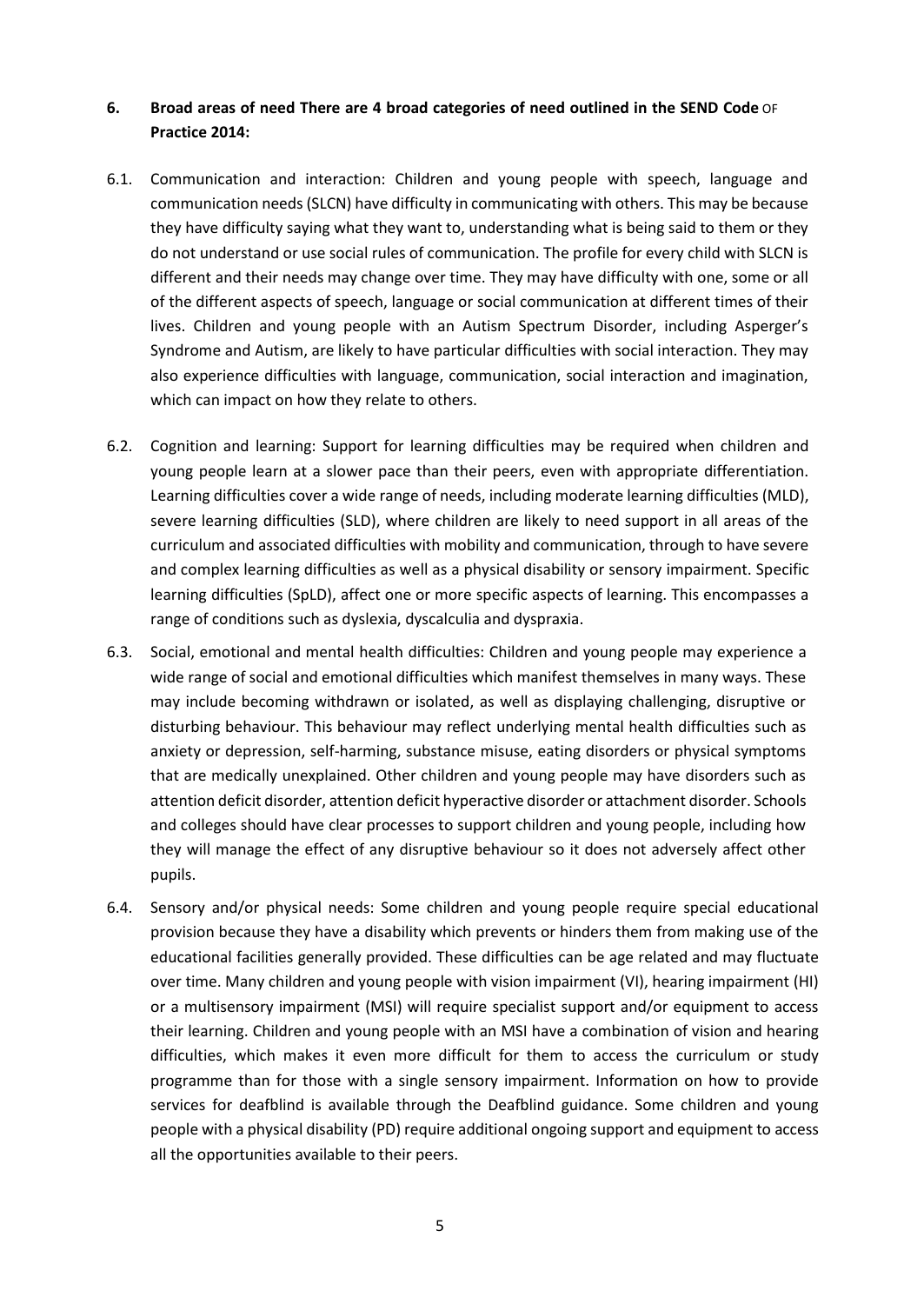## 6. Broad areas of need There are 4 broad categories of need outlined in the SEND Code OF Practice 2014:

6.1. Communication and interaction: Children and young people with speech, language and communication needs (SLCN) have difficulty in communicating with others. This may be because they have difficulty saying what they want to, understanding what is being said to them or they do not understand or use social rules of communication. The profile for every child with SLCN is different and their needs may change over time. They may have difficulty with one, some or all of the different aspects of speech, language or social communication at different times of their lives. Children and young people with an Autism Spectrum Disorder, including Asperger's Syndrome and Autism, are likely to have particular difficulties with social interaction. They may also experience difficulties with language, communication, social interaction and imagination, which can impact on how they relate to others.

6.2. Cognition and learning: Support for learning difficulties may be required when children and young people learn at a slower pace than their peers, even with appropriate differentiation. Learning difficulties cover a wide range of needs, including moderate learning difficulties (MLD), severe learning difficulties (SLD), where children are likely to need support in all areas of the curriculum and associated difficulties with mobility and communication, through to have severe and complex learning difficulties as well as a physical disability or sensory impairment. Specific learning difficulties (SpLD), affect one or more specific aspects of learning. This encompasses a range of conditions such as dyslexia, dyscalculia and dyspraxia.

6.3. Social, emotional and mental health difficulties: Children and young people may experience a wide range of social and emotional difficulties which manifest themselves in many ways. These may include becoming withdrawn or isolated, as well as displaying challenging, disruptive or disturbing behaviour. This behaviour may reflect underlying mental health difficulties such as anxiety or depression, self-harming, substance misuse, eating disorders or physical symptoms that are medically unexplained. Other children and young people may have disorders such as attention deficit disorder, attention deficit hyperactive disorder or attachment disorder. Schools and colleges should have clear processes to support children and young people, including how they will manage the effect of any disruptive behaviour so it does not adversely affect other pupils.

6.4. Sensory and/or physical needs: Some children and young people require special educational provision because they have a disability which prevents or hinders them from making use of the educational facilities generally provided. These difficulties can be age related and may fluctuate over time. Many children and young people with vision impairment (VI), hearing impairment (HI) or a multisensory impairment (MSI) will require specialist support and/or equipment to access their learning. Children and young people with an MSI have a combination of vision and hearing difficulties, which makes it even more difficult for them to access the curriculum or study programme than for those with a single sensory impairment. Information on how to provide services for deafblind is available through the Deafblind guidance. Some children and young people with a physical disability (PD) require additional ongoing support and equipment to access all the opportunities available to their peers.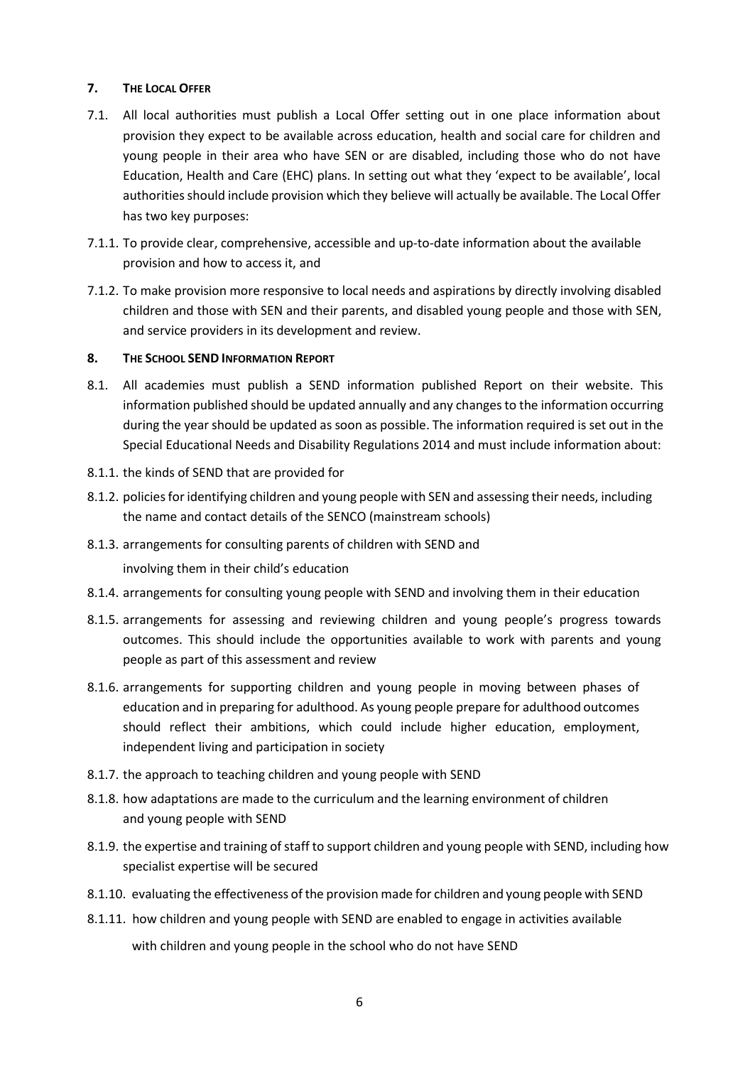## 7. THE LOCAL OFFER

7.1. All local authorities must publish a Local Offer setting out in one place information about provision they expect to be available across education, health and social care for children and young people in their area who have SEN or are disabled, including those who do not have Education, Health and Care (EHC) plans. In setting out what they 'expect to be available', local authorities should include provision which they believe will actually be available. The Local Offer has two key purposes:

7.1.1. To provide clear, comprehensive, accessible and up-to-date information about the available provision and how to access it, and

7.1.2. To make provision more responsive to local needs and aspirations by directly involving disabled children and those with SEN and their parents, and disabled young people and those with SEN, and service providers in its development and review.

## 8. THE SCHOOL SEND INFORMATION REPORT

8.1. All academies must publish a SEND information published Report on their website. This information published should be updated annually and any changes to the information occurring during the year should be updated as soon as possible. The information required is set out in the Special Educational Needs and Disability Regulations 2014 and must include information about:

8.1.1. the kinds of SEND that are provided for

8.1.2. policies for identifying children and young people with SEN and assessing their needs, including the name and contact details of the SENCO (mainstream schools)

8.1.3. arrangements for consulting parents of children with SEND and involving them in their child's education

8.1.4. arrangements for consulting young people with SEND and involving them in their education

8.1.5. arrangements for assessing and reviewing children and young people's progress towards outcomes. This should include the opportunities available to work with parents and young people as part of this assessment and review

8.1.6. arrangements for supporting children and young people in moving between phases of education and in preparing for adulthood. As young people prepare for adulthood outcomes should reflect their ambitions, which could include higher education, employment, independent living and participation in society

8.1.7. the approach to teaching children and young people with SEND

8.1.8. how adaptations are made to the curriculum and the learning environment of children and young people with SEND

8.1.9. the expertise and training of staff to support children and young people with SEND, including how specialist expertise will be secured

8.1.10. evaluating the effectiveness of the provision made for children and young people with SEND

8.1.11. how children and young people with SEND are enabled to engage in activities available with children and young people in the school who do not have SEND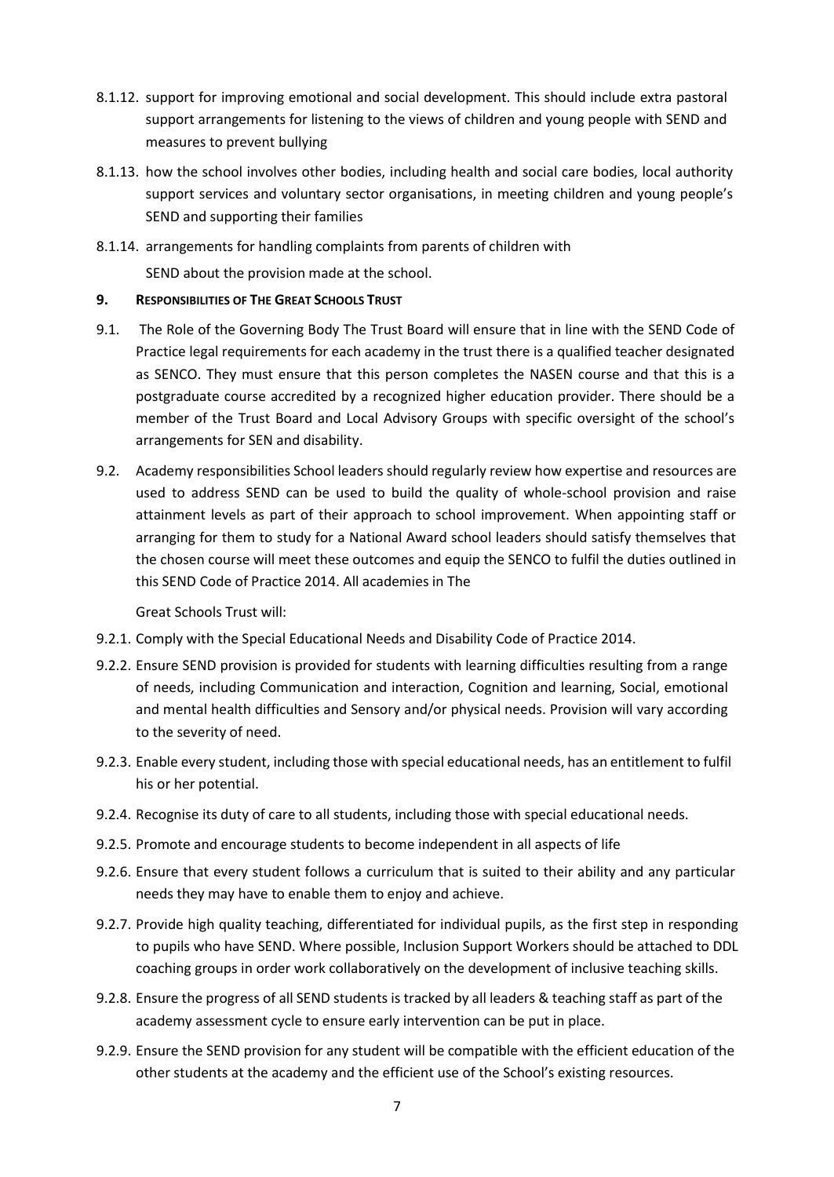8.1.12. support for improving emotional and social development. This should include extra pastoral support arrangements for listening to the views of children and young people with SEND and measures to prevent bullying

8.1.13. how the school involves other bodies, including health and social care bodies, local authority support services and voluntary sector organisations, in meeting children and young people's SEND and supporting their families

8.1.14. arrangements for handling complaints from parents of children with SEND about the provision made at the school.

## 9. RESPONSIBILITIES OF THE GREAT SCHOOLS TRUST

9.1. The Role of the Governing Body The Trust Board will ensure that in line with the SEND Code of Practice legal requirements for each academy in the trust there is a qualified teacher designated as SENCO. They must ensure that this person completes the NASEN course and that this is a postgraduate course accredited by a recognized higher education provider. There should be a member of the Trust Board and Local Advisory Groups with specific oversight of the school's arrangements for SEN and disability.

9.2. Academy responsibilities School leaders should regularly review how expertise and resources are used to address SEND can be used to build the quality of whole-school provision and raise attainment levels as part of their approach to school improvement. When appointing staff or arranging for them to study for a National Award school leaders should satisfy themselves that the chosen course will meet these outcomes and equip the SENCO to fulfil the duties outlined in this SEND Code of Practice 2014. All academies in The Great Schools Trust will:

9.2.1. Comply with the Special Educational Needs and Disability Code of Practice 2014.

9.2.2. Ensure SEND provision is provided for students with learning difficulties resulting from a range of needs, including Communication and interaction, Cognition and learning, Social, emotional and mental health difficulties and Sensory and/or physical needs. Provision will vary according to the severity of need.

9.2.3. Enable every student, including those with special educational needs, has an entitlement to fulfil his or her potential.

9.2.4. Recognise its duty of care to all students, including those with special educational needs.

9.2.5. Promote and encourage students to become independent in all aspects of life

9.2.6. Ensure that every student follows a curriculum that is suited to their ability and any particular needs they may have to enable them to enjoy and achieve.

9.2.7. Provide high quality teaching, differentiated for individual pupils, as the first step in responding to pupils who have SEND. Where possible, Inclusion Support Workers should be attached to DDL coaching groups in order work collaboratively on the development of inclusive teaching skills.

9.2.8. Ensure the progress of all SEND students is tracked by all leaders & teaching staff as part of the academy assessment cycle to ensure early intervention can be put in place.

9.2.9. Ensure the SEND provision for any student will be compatible with the efficient education of the other students at the academy and the efficient use of the School's existing resources.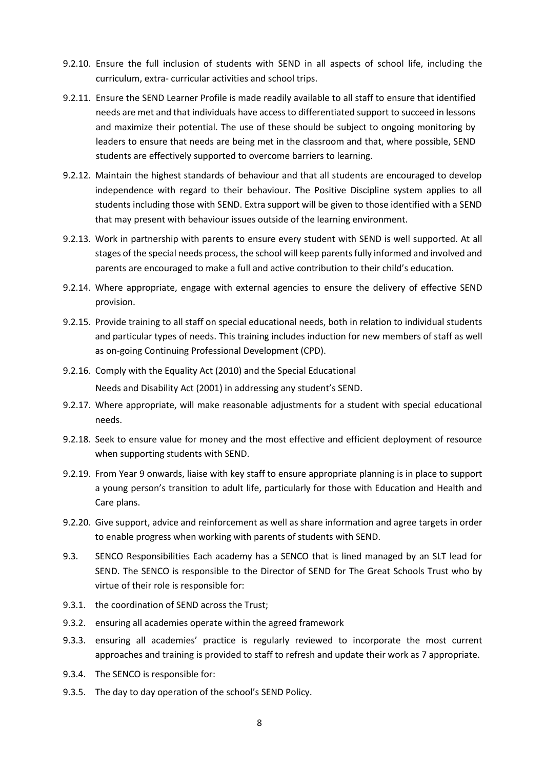9.2.10. Ensure the full inclusion of students with SEND in all aspects of school life, including the curriculum, extra- curricular activities and school trips.

9.2.11. Ensure the SEND Learner Profile is made readily available to all staff to ensure that identified needs are met and that individuals have access to differentiated support to succeed in lessons and maximize their potential. The use of these should be subject to ongoing monitoring by leaders to ensure that needs are being met in the classroom and that, where possible, SEND students are effectively supported to overcome barriers to learning.

9.2.12. Maintain the highest standards of behaviour and that all students are encouraged to develop independence with regard to their behaviour. The Positive Discipline system applies to all students including those with SEND. Extra support will be given to those identified with a SEND that may present with behaviour issues outside of the learning environment.

9.2.13. Work in partnership with parents to ensure every student with SEND is well supported. At all stages of the special needs process, the school will keep parents fully informed and involved and parents are encouraged to make a full and active contribution to their child's education.

9.2.14. Where appropriate, engage with external agencies to ensure the delivery of effective SEND provision.

9.2.15. Provide training to all staff on special educational needs, both in relation to individual students and particular types of needs. This training includes induction for new members of staff as well as on-going Continuing Professional Development (CPD).

9.2.16. Comply with the Equality Act (2010) and the Special Educational Needs and Disability Act (2001) in addressing any student's SEND.

9.2.17. Where appropriate, will make reasonable adjustments for a student with special educational needs.

9.2.18. Seek to ensure value for money and the most effective and efficient deployment of resource when supporting students with SEND.

9.2.19. From Year 9 onwards, liaise with key staff to ensure appropriate planning is in place to support a young person's transition to adult life, particularly for those with Education and Health and Care plans.

9.2.20. Give support, advice and reinforcement as well as share information and agree targets in order to enable progress when working with parents of students with SEND.

9.3. SENCO Responsibilities Each academy has a SENCO that is lined managed by an SLT lead for SEND. The SENCO is responsible to the Director of SEND for The Great Schools Trust who by virtue of their role is responsible for:

9.3.1. the coordination of SEND across the Trust;

9.3.2. ensuring all academies operate within the agreed framework

9.3.3. ensuring all academies' practice is regularly reviewed to incorporate the most current approaches and training is provided to staff to refresh and update their work as 7 appropriate.

9.3.4. The SENCO is responsible for:

9.3.5. The day to day operation of the school's SEND Policy.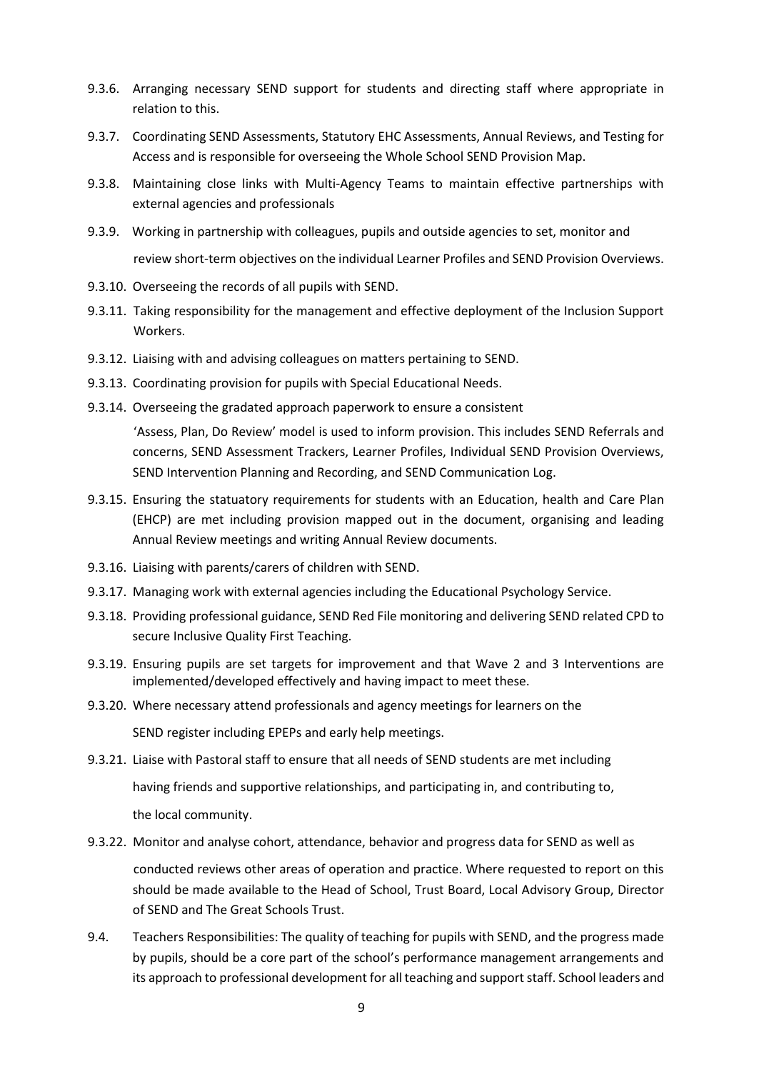9.3.6. Arranging necessary SEND support for students and directing staff where appropriate in relation to this.

9.3.7. Coordinating SEND Assessments, Statutory EHC Assessments, Annual Reviews, and Testing for Access and is responsible for overseeing the Whole School SEND Provision Map.

9.3.8. Maintaining close links with Multi-Agency Teams to maintain effective partnerships with external agencies and professionals

9.3.9. Working in partnership with colleagues, pupils and outside agencies to set, monitor and review short-term objectives on the individual Learner Profiles and SEND Provision Overviews.

9.3.10. Overseeing the records of all pupils with SEND.

9.3.11. Taking responsibility for the management and effective deployment of the Inclusion Support Workers.

9.3.12. Liaising with and advising colleagues on matters pertaining to SEND.

9.3.13. Coordinating provision for pupils with Special Educational Needs.

9.3.14. Overseeing the gradated approach paperwork to ensure a consistent 'Assess, Plan, Do Review' model is used to inform provision. This includes SEND Referrals and concerns, SEND Assessment Trackers, Learner Profiles, Individual SEND Provision Overviews, SEND Intervention Planning and Recording, and SEND Communication Log.

9.3.15. Ensuring the statuatory requirements for students with an Education, health and Care Plan (EHCP) are met including provision mapped out in the document, organising and leading Annual Review meetings and writing Annual Review documents.

9.3.16. Liaising with parents/carers of children with SEND.

9.3.17. Managing work with external agencies including the Educational Psychology Service.

9.3.18. Providing professional guidance, SEND Red File monitoring and delivering SEND related CPD to secure Inclusive Quality First Teaching.

9.3.19. Ensuring pupils are set targets for improvement and that Wave 2 and 3 Interventions are implemented/developed effectively and having impact to meet these.

9.3.20. Where necessary attend professionals and agency meetings for learners on the SEND register including EPEPs and early help meetings.

9.3.21. Liaise with Pastoral staff to ensure that all needs of SEND students are met including having friends and supportive relationships, and participating in, and contributing to, the local community.

9.3.22. Monitor and analyse cohort, attendance, behavior and progress data for SEND as well as conducted reviews other areas of operation and practice. Where requested to report on this should be made available to the Head of School, Trust Board, Local Advisory Group, Director of SEND and The Great Schools Trust.

9.4. Teachers Responsibilities: The quality of teaching for pupils with SEND, and the progress made by pupils, should be a core part of the school's performance management arrangements and its approach to professional development for all teaching and support staff. School leaders and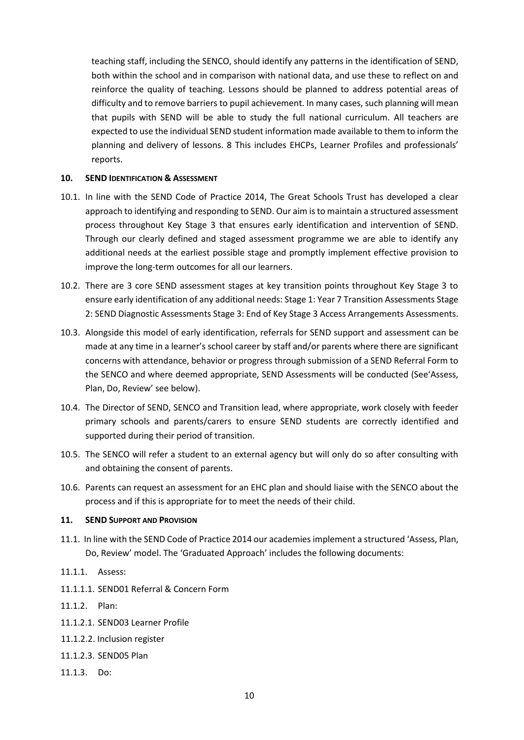teaching staff, including the SENCO, should identify any patterns in the identification of SEND, both within the school and in comparison with national data, and use these to reflect on and reinforce the quality of teaching. Lessons should be planned to address potential areas of difficulty and to remove barriers to pupil achievement. In many cases, such planning will mean that pupils with SEND will be able to study the full national curriculum. All teachers are expected to use the individual SEND student information made available to them to inform the planning and delivery of lessons. 8 This includes EHCPs, Learner Profiles and professionals' reports.

## 10. SEND Identification & Assessment

10.1. In line with the SEND Code of Practice 2014, The Great Schools Trust has developed a clear approach to identifying and responding to SEND. Our aim is to maintain a structured assessment process throughout Key Stage 3 that ensures early identification and intervention of SEND. Through our clearly defined and staged assessment programme we are able to identify any additional needs at the earliest possible stage and promptly implement effective provision to improve the long-term outcomes for all our learners.

10.2. There are 3 core SEND assessment stages at key transition points throughout Key Stage 3 to ensure early identification of any additional needs: Stage 1: Year 7 Transition Assessments Stage 2: SEND Diagnostic Assessments Stage 3: End of Key Stage 3 Access Arrangements Assessments.

10.3. Alongside this model of early identification, referrals for SEND support and assessment can be made at any time in a learner's school career by staff and/or parents where there are significant concerns with attendance, behavior or progress through submission of a SEND Referral Form to the SENCO and where deemed appropriate, SEND Assessments will be conducted (See'Assess, Plan, Do, Review' see below).

10.4. The Director of SEND, SENCO and Transition lead, where appropriate, work closely with feeder primary schools and parents/carers to ensure SEND students are correctly identified and supported during their period of transition.

10.5. The SENCO will refer a student to an external agency but will only do so after consulting with and obtaining the consent of parents.

10.6. Parents can request an assessment for an EHC plan and should liaise with the SENCO about the process and if this is appropriate for to meet the needs of their child.

## 11. SEND Support and Provision

11.1. In line with the SEND Code of Practice 2014 our academies implement a structured 'Assess, Plan, Do, Review' model. The 'Graduated Approach' includes the following documents:

11.1.1. Assess:

11.1.1.1. SEND01 Referral & Concern Form

11.1.2. Plan:

11.1.2.1. SEND03 Learner Profile

11.1.2.2. Inclusion register

11.1.2.3. SEND05 Plan

11.1.3. Do: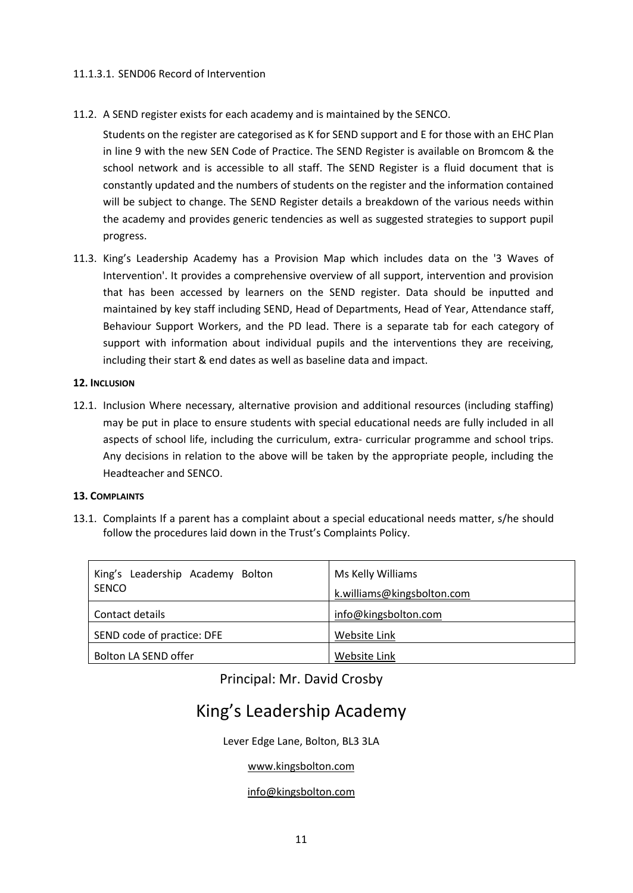11.1.3.1. SEND06 Record of Intervention

11.2. A SEND register exists for each academy and is maintained by the SENCO.

Students on the register are categorised as K for SEND support and E for those with an EHC Plan in line 9 with the new SEN Code of Practice. The SEND Register is available on Bromcom & the school network and is accessible to all staff. The SEND Register is a fluid document that is constantly updated and the numbers of students on the register and the information contained will be subject to change. The SEND Register details a breakdown of the various needs within the academy and provides generic tendencies as well as suggested strategies to support pupil progress.

11.3. King's Leadership Academy has a Provision Map which includes data on the '3 Waves of Intervention'. It provides a comprehensive overview of all support, intervention and provision that has been accessed by learners on the SEND register. Data should be inputted and maintained by key staff including SEND, Head of Departments, Head of Year, Attendance staff, Behaviour Support Workers, and the PD lead. There is a separate tab for each category of support with information about individual pupils and the interventions they are receiving, including their start & end dates as well as baseline data and impact.

## 12. Inclusion

12.1. Inclusion Where necessary, alternative provision and additional resources (including staffing) may be put in place to ensure students with special educational needs are fully included in all aspects of school life, including the curriculum, extra- curricular programme and school trips. Any decisions in relation to the above will be taken by the appropriate people, including the Headteacher and SENCO.

## 13. Complaints

13.1. Complaints If a parent has a complaint about a special educational needs matter, s/he should follow the procedures laid down in the Trust's Complaints Policy.

| | |
|---|---|
| King's Leadership Academy Bolton SENCO | Ms Kelly Williams<br>k.williams@kingsbolton.com |
| Contact details | info@kingsbolton.com |
| SEND code of practice: DFE | Website Link |
| Bolton LA SEND offer | Website Link |

Principal: Mr. David Crosby

# King's Leadership Academy

Lever Edge Lane, Bolton, BL3 3LA

www.kingsbolton.com

info@kingsbolton.com